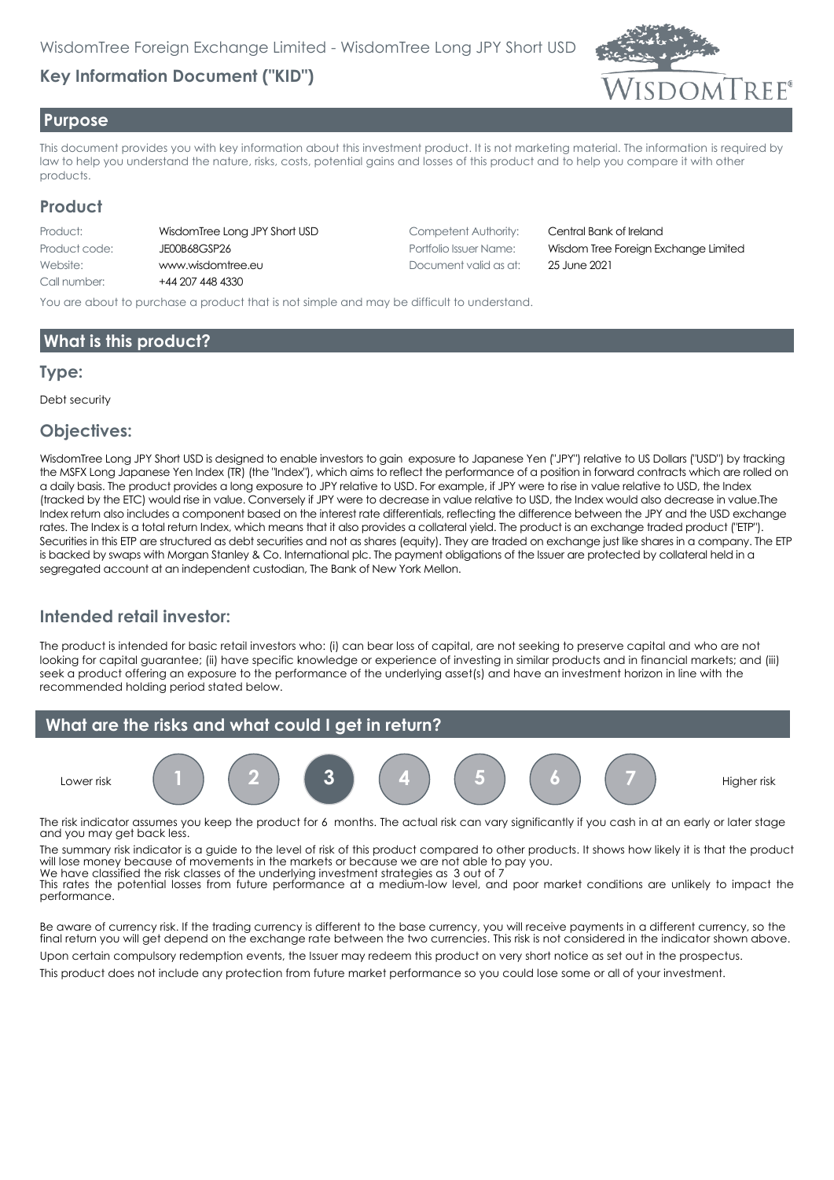WisdomTree Foreign Exchange Limited - WisdomTree Long JPY Short USD

# Key Information Document ("KID")

## Purpose

This document provides you with key information about this investment product. It is not marketing material. The information is required by law to help you understand the nature, risks, costs, potential gains and losses of this product and to help you compare it with other products.

## Product

| | | | |
|---|---|---|---|
| Product: | WisdomTree Long JPY Short USD | Competent Authority: | Central Bank of Ireland |
| Product code: | JE00B68GSP26 | Portfolio Issuer Name: | Wisdom Tree Foreign Exchange Limited |
| Website: | www.wisdomtree.eu | Document valid as at: | 25 June 2021 |
| Call number: | +44 207 448 4330 | | |

You are about to purchase a product that is not simple and may be difficult to understand.

## What is this product?

### Type:

Debt security

### Objectives:

WisdomTree Long JPY Short USD is designed to enable investors to gain exposure to Japanese Yen ("JPY") relative to US Dollars ("USD") by tracking the MSFX Long Japanese Yen Index (TR) (the "Index"), which aims to reflect the performance of a position in forward contracts which are rolled on a daily basis. The product provides a long exposure to JPY relative to USD. For example, if JPY were to rise in value relative to USD, the Index (tracked by the ETC) would rise in value. Conversely if JPY were to decrease in value relative to USD, the Index would also decrease in value.The Index return also includes a component based on the interest rate differentials, reflecting the difference between the JPY and the USD exchange rates. The Index is a total return Index, which means that it also provides a collateral yield. The product is an exchange traded product ("ETP"). Securities in this ETP are structured as debt securities and not as shares (equity). They are traded on exchange just like shares in a company. The ETP is backed by swaps with Morgan Stanley & Co. International plc. The payment obligations of the Issuer are protected by collateral held in a segregated account at an independent custodian, The Bank of New York Mellon.

### Intended retail investor:

The product is intended for basic retail investors who: (i) can bear loss of capital, are not seeking to preserve capital and who are not looking for capital guarantee; (ii) have specific knowledge or experience of investing in similar products and in financial markets; and (iii) seek a product offering an exposure to the performance of the underlying asset(s) and have an investment horizon in line with the recommended holding period stated below.

## What are the risks and what could I get in return?

Lower risk | 1 | 2 | **3** | 4 | 5 | 6 | 7 | Higher risk

The risk indicator assumes you keep the product for 6 months. The actual risk can vary significantly if you cash in at an early or later stage and you may get back less.

The summary risk indicator is a guide to the level of risk of this product compared to other products. It shows how likely it is that the product will lose money because of movements in the markets or because we are not able to pay you.
We have classified the risk classes of the underlying investment strategies as 3 out of 7
This rates the potential losses from future performance at a medium-low level, and poor market conditions are unlikely to impact the performance.

Be aware of currency risk. If the trading currency is different to the base currency, you will receive payments in a different currency, so the final return you will get depend on the exchange rate between the two currencies. This risk is not considered in the indicator shown above.

Upon certain compulsory redemption events, the Issuer may redeem this product on very short notice as set out in the prospectus.

This product does not include any protection from future market performance so you could lose some or all of your investment.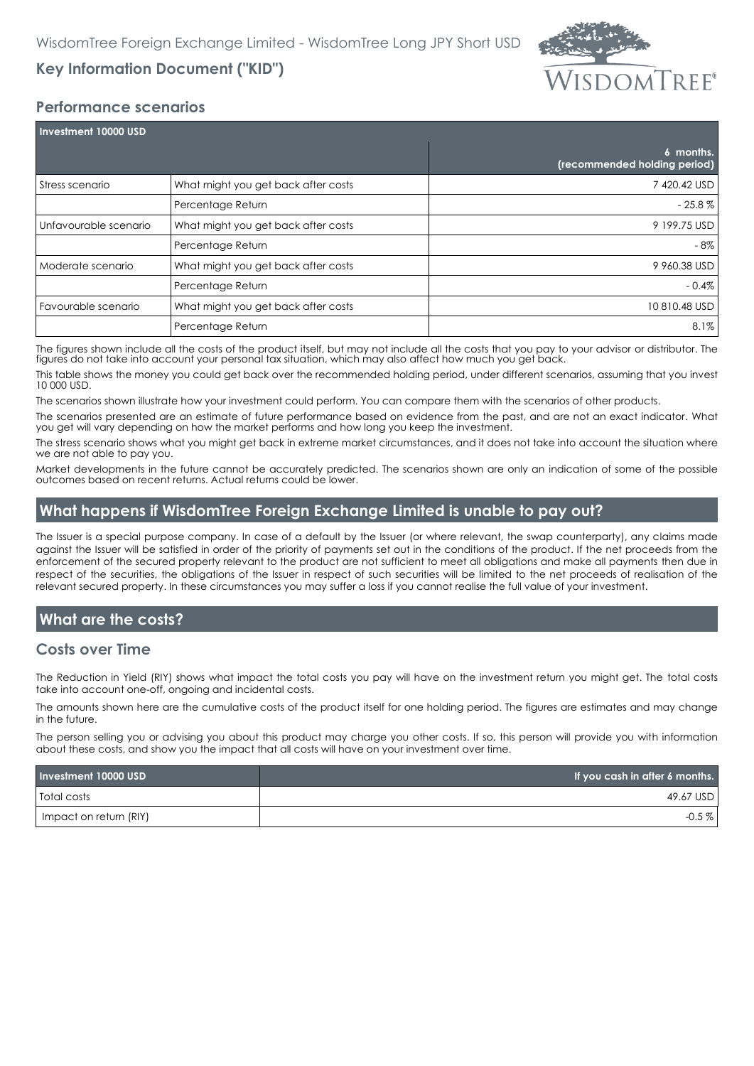## Performance scenarios

| Investment 10000 USD | | |
|---|---|---|
| | | 6 months. (recommended holding period) |
| Stress scenario | What might you get back after costs | 7 420.42 USD |
| | Percentage Return | - 25.8 % |
| Unfavourable scenario | What might you get back after costs | 9 199.75 USD |
| | Percentage Return | - 8% |
| Moderate scenario | What might you get back after costs | 9 960.38 USD |
| | Percentage Return | - 0.4% |
| Favourable scenario | What might you get back after costs | 10 810.48 USD |
| | Percentage Return | 8.1% |

The figures shown include all the costs of the product itself, but may not include all the costs that you pay to your advisor or distributor. The figures do not take into account your personal tax situation, which may also affect how much you get back.

This table shows the money you could get back over the recommended holding period, under different scenarios, assuming that you invest 10 000 USD.

The scenarios shown illustrate how your investment could perform. You can compare them with the scenarios of other products.

The scenarios presented are an estimate of future performance based on evidence from the past, and are not an exact indicator. What you get will vary depending on how the market performs and how long you keep the investment.

The stress scenario shows what you might get back in extreme market circumstances, and it does not take into account the situation where we are not able to pay you.

Market developments in the future cannot be accurately predicted. The scenarios shown are only an indication of some of the possible outcomes based on recent returns. Actual returns could be lower.

## What happens if WisdomTree Foreign Exchange Limited is unable to pay out?

The Issuer is a special purpose company. In case of a default by the Issuer (or where relevant, the swap counterparty), any claims made against the Issuer will be satisfied in order of the priority of payments set out in the conditions of the product. If the net proceeds from the enforcement of the secured property relevant to the product are not sufficient to meet all obligations and make all payments then due in respect of the securities, the obligations of the Issuer in respect of such securities will be limited to the net proceeds of realisation of the relevant secured property. In these circumstances you may suffer a loss if you cannot realise the full value of your investment.

## What are the costs?

### Costs over Time

The Reduction in Yield (RIY) shows what impact the total costs you pay will have on the investment return you might get. The total costs take into account one-off, ongoing and incidental costs.

The amounts shown here are the cumulative costs of the product itself for one holding period. The figures are estimates and may change in the future.

The person selling you or advising you about this product may charge you other costs. If so, this person will provide you with information about these costs, and show you the impact that all costs will have on your investment over time.

| Investment 10000 USD | If you cash in after 6 months. |
|---|---|
| Total costs | 49.67 USD |
| Impact on return (RIY) | -0.5 % |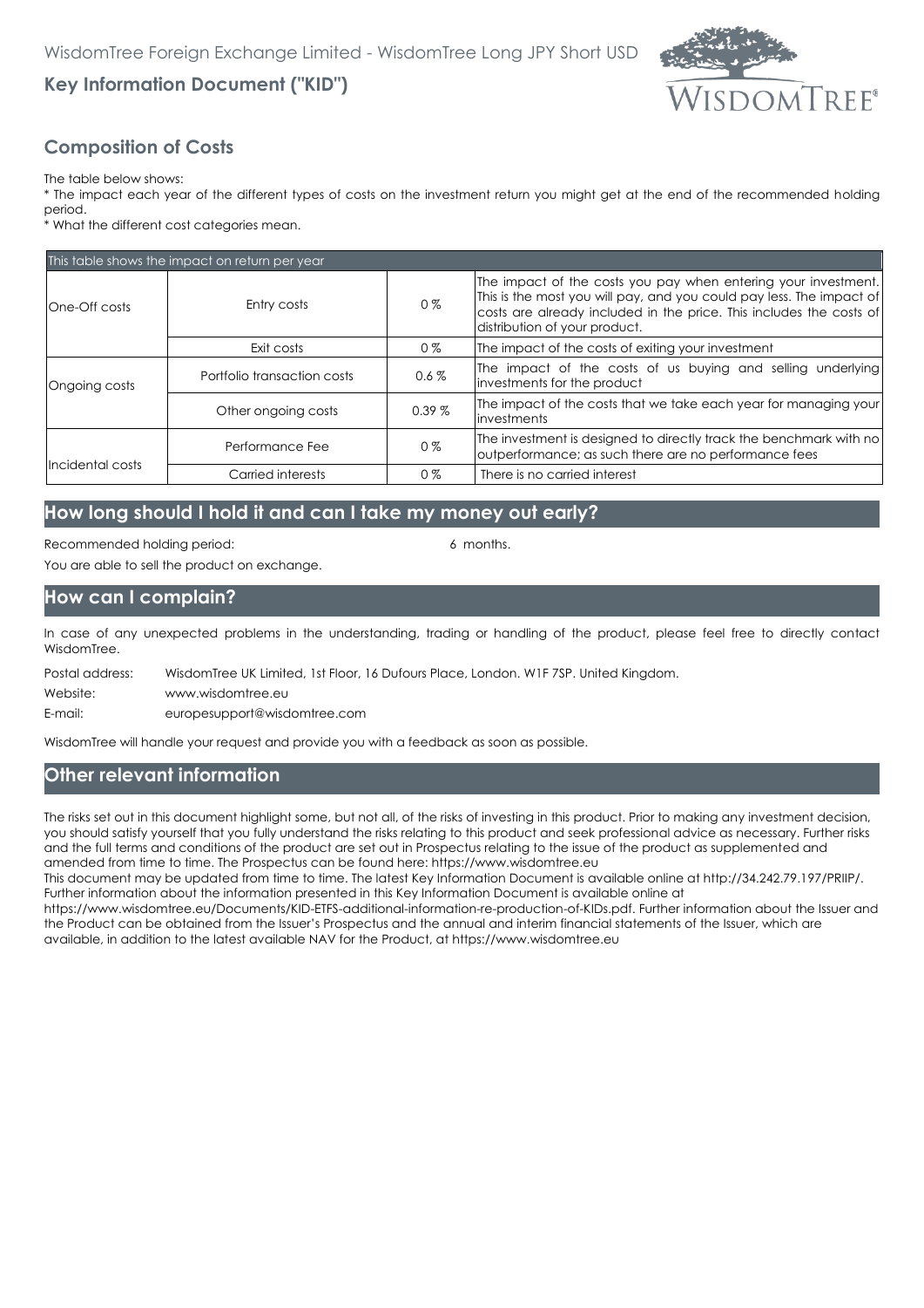## Composition of Costs

The table below shows:
* The impact each year of the different types of costs on the investment return you might get at the end of the recommended holding period.
* What the different cost categories mean.

| This table shows the impact on return per year | | | |
|---|---|---|---|
| One-Off costs | Entry costs | 0 % | The impact of the costs you pay when entering your investment. This is the most you will pay, and you could pay less. The impact of costs are already included in the price. This includes the costs of distribution of your product. |
| | Exit costs | 0 % | The impact of the costs of exiting your investment |
| Ongoing costs | Portfolio transaction costs | 0.6 % | The impact of the costs of us buying and selling underlying investments for the product |
| | Other ongoing costs | 0.39 % | The impact of the costs that we take each year for managing your investments |
| Incidental costs | Performance Fee | 0 % | The investment is designed to directly track the benchmark with no outperformance; as such there are no performance fees |
| | Carried interests | 0 % | There is no carried interest |

## How long should I hold it and can I take my money out early?

Recommended holding period: 6 months.

You are able to sell the product on exchange.

## How can I complain?

In case of any unexpected problems in the understanding, trading or handling of the product, please feel free to directly contact WisdomTree.

Postal address: WisdomTree UK Limited, 1st Floor, 16 Dufours Place, London. W1F 7SP. United Kingdom.

Website: www.wisdomtree.eu

E-mail: europesupport@wisdomtree.com

WisdomTree will handle your request and provide you with a feedback as soon as possible.

## Other relevant information

The risks set out in this document highlight some, but not all, of the risks of investing in this product. Prior to making any investment decision, you should satisfy yourself that you fully understand the risks relating to this product and seek professional advice as necessary. Further risks and the full terms and conditions of the product are set out in Prospectus relating to the issue of the product as supplemented and amended from time to time. The Prospectus can be found here: https://www.wisdomtree.eu

This document may be updated from time to time. The latest Key Information Document is available online at http://34.242.79.197/PRIIP/. Further information about the information presented in this Key Information Document is available online at https://www.wisdomtree.eu/Documents/KID-ETFS-additional-information-re-production-of-KIDs.pdf. Further information about the Issuer and the Product can be obtained from the Issuer's Prospectus and the annual and interim financial statements of the Issuer, which are available, in addition to the latest available NAV for the Product, at https://www.wisdomtree.eu